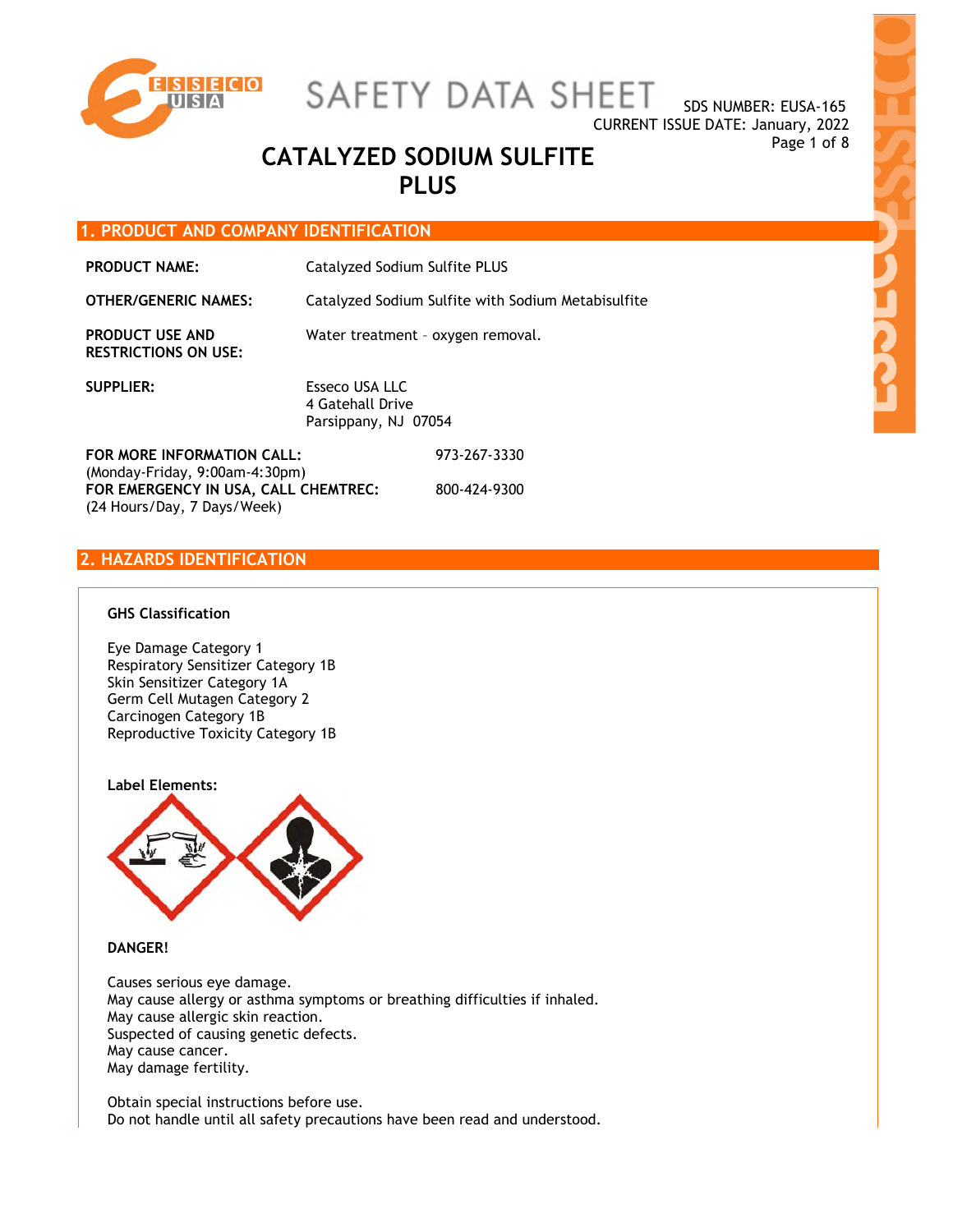# SAFETY DATA SHEET

SDS NUMBER: EUSA-165
CURRENT ISSUE DATE: January, 2022

# CATALYZED SODIUM SULFITE PLUS

## 1. PRODUCT AND COMPANY IDENTIFICATION

**PRODUCT NAME:** Catalyzed Sodium Sulfite PLUS

**OTHER/GENERIC NAMES:** Catalyzed Sodium Sulfite with Sodium Metabisulfite

**PRODUCT USE AND RESTRICTIONS ON USE:** Water treatment – oxygen removal.

**SUPPLIER:** Esseco USA LLC
4 Gatehall Drive
Parsippany, NJ 07054

**FOR MORE INFORMATION CALL:** 973-267-3330
(Monday-Friday, 9:00am-4:30pm)
**FOR EMERGENCY IN USA, CALL CHEMTREC:** 800-424-9300
(24 Hours/Day, 7 Days/Week)

## 2. HAZARDS IDENTIFICATION

**GHS Classification**

Eye Damage Category 1
Respiratory Sensitizer Category 1B
Skin Sensitizer Category 1A
Germ Cell Mutagen Category 2
Carcinogen Category 1B
Reproductive Toxicity Category 1B

**Label Elements:**

**DANGER!**

Causes serious eye damage.
May cause allergy or asthma symptoms or breathing difficulties if inhaled.
May cause allergic skin reaction.
Suspected of causing genetic defects.
May cause cancer.
May damage fertility.

Obtain special instructions before use.
Do not handle until all safety precautions have been read and understood.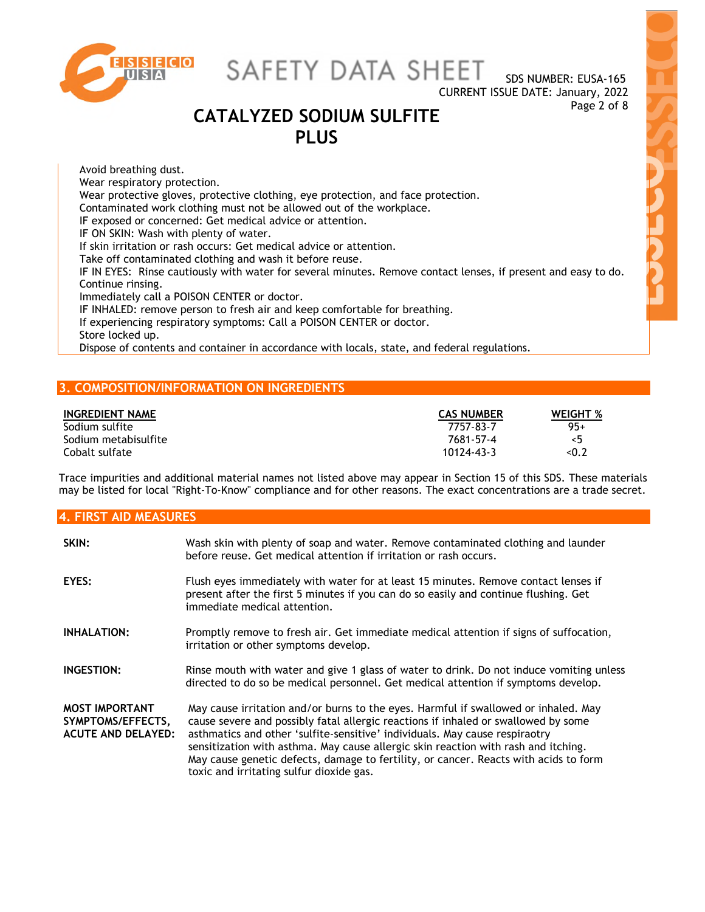Avoid breathing dust.
Wear respiratory protection.
Wear protective gloves, protective clothing, eye protection, and face protection.
Contaminated work clothing must not be allowed out of the workplace.
IF exposed or concerned: Get medical advice or attention.
IF ON SKIN: Wash with plenty of water.
If skin irritation or rash occurs: Get medical advice or attention.
Take off contaminated clothing and wash it before reuse.
IF IN EYES: Rinse cautiously with water for several minutes. Remove contact lenses, if present and easy to do. Continue rinsing.
Immediately call a POISON CENTER or doctor.
IF INHALED: remove person to fresh air and keep comfortable for breathing.
If experiencing respiratory symptoms: Call a POISON CENTER or doctor.
Store locked up.
Dispose of contents and container in accordance with locals, state, and federal regulations.

## 3. COMPOSITION/INFORMATION ON INGREDIENTS

| INGREDIENT NAME | CAS NUMBER | WEIGHT % |
|---|---|---|
| Sodium sulfite | 7757-83-7 | 95+ |
| Sodium metabisulfite | 7681-57-4 | <5 |
| Cobalt sulfate | 10124-43-3 | <0.2 |

Trace impurities and additional material names not listed above may appear in Section 15 of this SDS. These materials may be listed for local "Right-To-Know" compliance and for other reasons. The exact concentrations are a trade secret.

## 4. FIRST AID MEASURES

**SKIN:** Wash skin with plenty of soap and water. Remove contaminated clothing and launder before reuse. Get medical attention if irritation or rash occurs.

**EYES:** Flush eyes immediately with water for at least 15 minutes. Remove contact lenses if present after the first 5 minutes if you can do so easily and continue flushing. Get immediate medical attention.

**INHALATION:** Promptly remove to fresh air. Get immediate medical attention if signs of suffocation, irritation or other symptoms develop.

**INGESTION:** Rinse mouth with water and give 1 glass of water to drink. Do not induce vomiting unless directed to do so be medical personnel. Get medical attention if symptoms develop.

**MOST IMPORTANT SYMPTOMS/EFFECTS, ACUTE AND DELAYED:** May cause irritation and/or burns to the eyes. Harmful if swallowed or inhaled. May cause severe and possibly fatal allergic reactions if inhaled or swallowed by some asthmatics and other 'sulfite-sensitive' individuals. May cause respiraotry sensitization with asthma. May cause allergic skin reaction with rash and itching. May cause genetic defects, damage to fertility, or cancer. Reacts with acids to form toxic and irritating sulfur dioxide gas.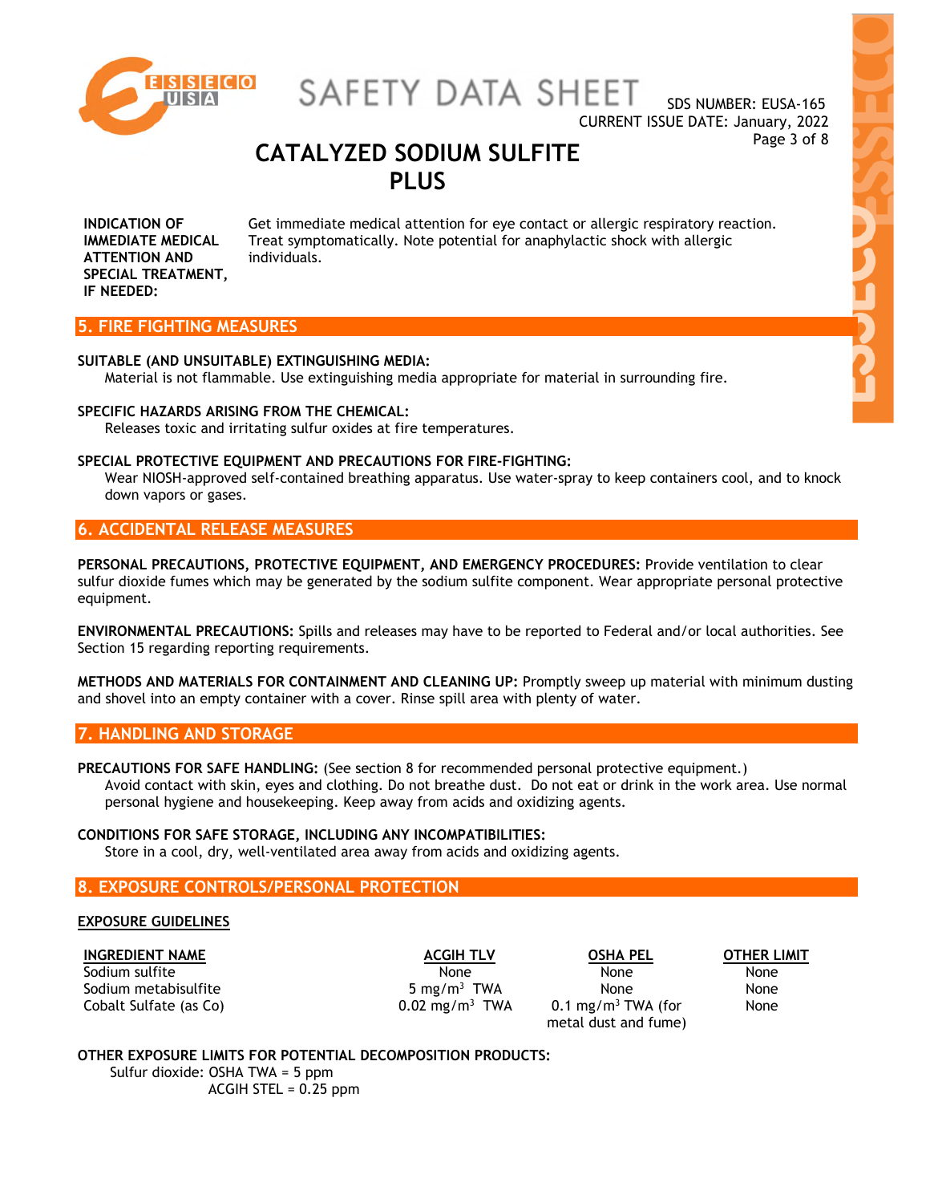**INDICATION OF IMMEDIATE MEDICAL ATTENTION AND SPECIAL TREATMENT, IF NEEDED:** Get immediate medical attention for eye contact or allergic respiratory reaction. Treat symptomatically. Note potential for anaphylactic shock with allergic individuals.

## 5. FIRE FIGHTING MEASURES

**SUITABLE (AND UNSUITABLE) EXTINGUISHING MEDIA:**
Material is not flammable. Use extinguishing media appropriate for material in surrounding fire.

**SPECIFIC HAZARDS ARISING FROM THE CHEMICAL:**
Releases toxic and irritating sulfur oxides at fire temperatures.

**SPECIAL PROTECTIVE EQUIPMENT AND PRECAUTIONS FOR FIRE-FIGHTING:**
Wear NIOSH-approved self-contained breathing apparatus. Use water-spray to keep containers cool, and to knock down vapors or gases.

## 6. ACCIDENTAL RELEASE MEASURES

**PERSONAL PRECAUTIONS, PROTECTIVE EQUIPMENT, AND EMERGENCY PROCEDURES:** Provide ventilation to clear sulfur dioxide fumes which may be generated by the sodium sulfite component. Wear appropriate personal protective equipment.

**ENVIRONMENTAL PRECAUTIONS:** Spills and releases may have to be reported to Federal and/or local authorities. See Section 15 regarding reporting requirements.

**METHODS AND MATERIALS FOR CONTAINMENT AND CLEANING UP:** Promptly sweep up material with minimum dusting and shovel into an empty container with a cover. Rinse spill area with plenty of water.

## 7. HANDLING AND STORAGE

**PRECAUTIONS FOR SAFE HANDLING:** (See section 8 for recommended personal protective equipment.)
Avoid contact with skin, eyes and clothing. Do not breathe dust. Do not eat or drink in the work area. Use normal personal hygiene and housekeeping. Keep away from acids and oxidizing agents.

**CONDITIONS FOR SAFE STORAGE, INCLUDING ANY INCOMPATIBILITIES:**
Store in a cool, dry, well-ventilated area away from acids and oxidizing agents.

## 8. EXPOSURE CONTROLS/PERSONAL PROTECTION

**EXPOSURE GUIDELINES**

| INGREDIENT NAME | ACGIH TLV | OSHA PEL | OTHER LIMIT |
|---|---|---|---|
| Sodium sulfite | None | None | None |
| Sodium metabisulfite | 5 mg/m$^3$ TWA | None | None |
| Cobalt Sulfate (as Co) | 0.02 mg/m$^3$ TWA | 0.1 mg/m$^3$ TWA (for metal dust and fume) | None |

**OTHER EXPOSURE LIMITS FOR POTENTIAL DECOMPOSITION PRODUCTS:**
Sulfur dioxide: OSHA TWA = 5 ppm
ACGIH STEL = 0.25 ppm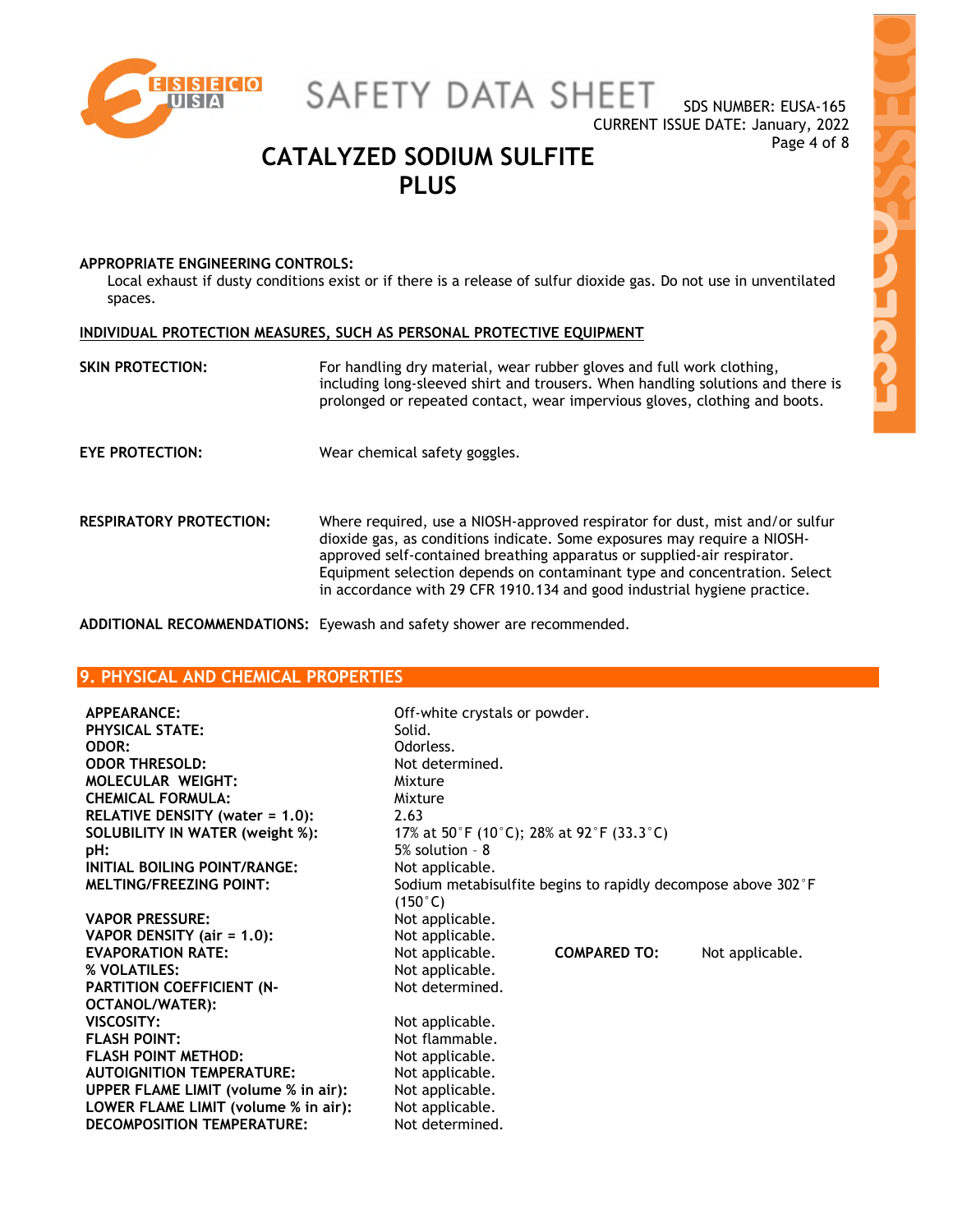**APPROPRIATE ENGINEERING CONTROLS:**
Local exhaust if dusty conditions exist or if there is a release of sulfur dioxide gas. Do not use in unventilated spaces.

**INDIVIDUAL PROTECTION MEASURES, SUCH AS PERSONAL PROTECTIVE EQUIPMENT**

**SKIN PROTECTION:** For handling dry material, wear rubber gloves and full work clothing, including long-sleeved shirt and trousers. When handling solutions and there is prolonged or repeated contact, wear impervious gloves, clothing and boots.

**EYE PROTECTION:** Wear chemical safety goggles.

**RESPIRATORY PROTECTION:** Where required, use a NIOSH-approved respirator for dust, mist and/or sulfur dioxide gas, as conditions indicate. Some exposures may require a NIOSH-approved self-contained breathing apparatus or supplied-air respirator. Equipment selection depends on contaminant type and concentration. Select in accordance with 29 CFR 1910.134 and good industrial hygiene practice.

**ADDITIONAL RECOMMENDATIONS:** Eyewash and safety shower are recommended.

## 9. PHYSICAL AND CHEMICAL PROPERTIES

| | |
|---|---|
| **APPEARANCE:** | Off-white crystals or powder. |
| **PHYSICAL STATE:** | Solid. |
| **ODOR:** | Odorless. |
| **ODOR THRESOLD:** | Not determined. |
| **MOLECULAR WEIGHT:** | Mixture |
| **CHEMICAL FORMULA:** | Mixture |
| **RELATIVE DENSITY (water = 1.0):** | 2.63 |
| **SOLUBILITY IN WATER (weight %):** | 17% at 50°F (10°C); 28% at 92°F (33.3°C) |
| **pH:** | 5% solution – 8 |
| **INITIAL BOILING POINT/RANGE:** | Not applicable. |
| **MELTING/FREEZING POINT:** | Sodium metabisulfite begins to rapidly decompose above 302°F (150°C) |
| **VAPOR PRESSURE:** | Not applicable. |
| **VAPOR DENSITY (air = 1.0):** | Not applicable. |
| **EVAPORATION RATE:** | Not applicable. **COMPARED TO:** Not applicable. |
| **% VOLATILES:** | Not applicable. |
| **PARTITION COEFFICIENT (N-OCTANOL/WATER):** | Not determined. |
| **VISCOSITY:** | Not applicable. |
| **FLASH POINT:** | Not flammable. |
| **FLASH POINT METHOD:** | Not applicable. |
| **AUTOIGNITION TEMPERATURE:** | Not applicable. |
| **UPPER FLAME LIMIT (volume % in air):** | Not applicable. |
| **LOWER FLAME LIMIT (volume % in air):** | Not applicable. |
| **DECOMPOSITION TEMPERATURE:** | Not determined. |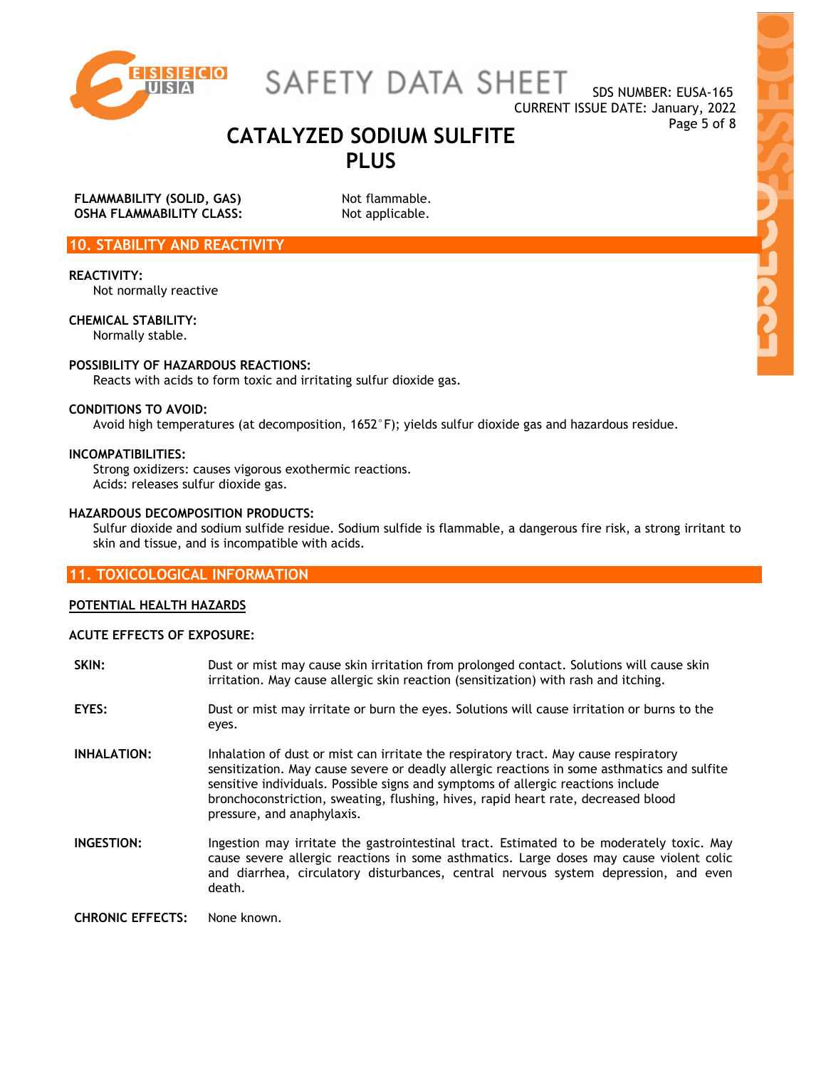**FLAMMABILITY (SOLID, GAS)** Not flammable.
**OSHA FLAMMABILITY CLASS:** Not applicable.

## 10. STABILITY AND REACTIVITY

**REACTIVITY:**
Not normally reactive

**CHEMICAL STABILITY:**
Normally stable.

**POSSIBILITY OF HAZARDOUS REACTIONS:**
Reacts with acids to form toxic and irritating sulfur dioxide gas.

**CONDITIONS TO AVOID:**
Avoid high temperatures (at decomposition, 1652°F); yields sulfur dioxide gas and hazardous residue.

**INCOMPATIBILITIES:**
Strong oxidizers: causes vigorous exothermic reactions.
Acids: releases sulfur dioxide gas.

**HAZARDOUS DECOMPOSITION PRODUCTS:**
Sulfur dioxide and sodium sulfide residue. Sodium sulfide is flammable, a dangerous fire risk, a strong irritant to skin and tissue, and is incompatible with acids.

## 11. TOXICOLOGICAL INFORMATION

**POTENTIAL HEALTH HAZARDS**

**ACUTE EFFECTS OF EXPOSURE:**

**SKIN:** Dust or mist may cause skin irritation from prolonged contact. Solutions will cause skin irritation. May cause allergic skin reaction (sensitization) with rash and itching.

**EYES:** Dust or mist may irritate or burn the eyes. Solutions will cause irritation or burns to the eyes.

**INHALATION:** Inhalation of dust or mist can irritate the respiratory tract. May cause respiratory sensitization. May cause severe or deadly allergic reactions in some asthmatics and sulfite sensitive individuals. Possible signs and symptoms of allergic reactions include bronchoconstriction, sweating, flushing, hives, rapid heart rate, decreased blood pressure, and anaphylaxis.

**INGESTION:** Ingestion may irritate the gastrointestinal tract. Estimated to be moderately toxic. May cause severe allergic reactions in some asthmatics. Large doses may cause violent colic and diarrhea, circulatory disturbances, central nervous system depression, and even death.

**CHRONIC EFFECTS:** None known.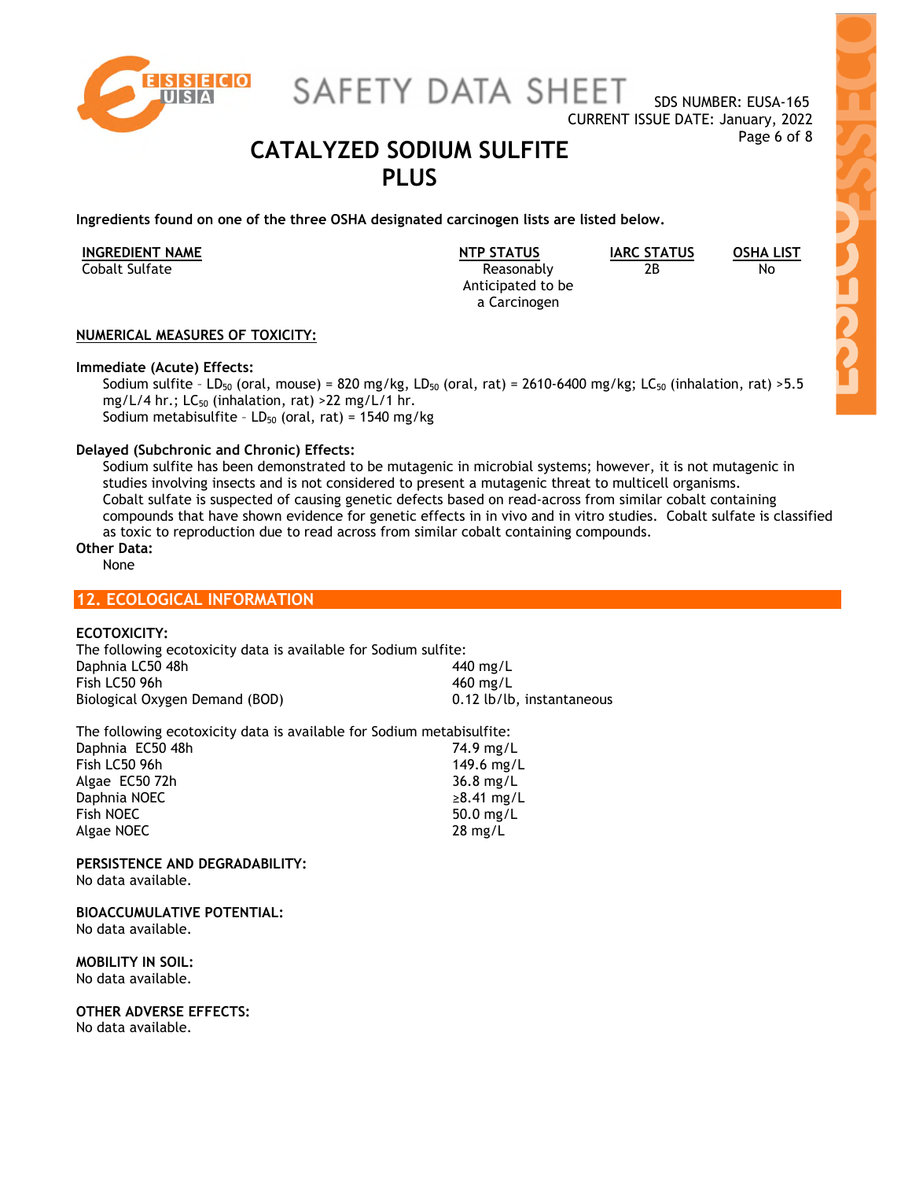Ingredients found on one of the three OSHA designated carcinogen lists are listed below.

| INGREDIENT NAME | NTP STATUS | IARC STATUS | OSHA LIST |
|---|---|---|---|
| Cobalt Sulfate | Reasonably Anticipated to be a Carcinogen | 2B | No |

**NUMERICAL MEASURES OF TOXICITY:**

**Immediate (Acute) Effects:**

Sodium sulfite – $LD_{50}$ (oral, mouse) = 820 mg/kg, $LD_{50}$ (oral, rat) = 2610-6400 mg/kg; $LC_{50}$ (inhalation, rat) >5.5 mg/L/4 hr.; $LC_{50}$ (inhalation, rat) >22 mg/L/1 hr.
Sodium metabisulfite – $LD_{50}$ (oral, rat) = 1540 mg/kg

**Delayed (Subchronic and Chronic) Effects:**

Sodium sulfite has been demonstrated to be mutagenic in microbial systems; however, it is not mutagenic in studies involving insects and is not considered to present a mutagenic threat to multicell organisms.
Cobalt sulfate is suspected of causing genetic defects based on read-across from similar cobalt containing compounds that have shown evidence for genetic effects in in vivo and in vitro studies. Cobalt sulfate is classified as toxic to reproduction due to read across from similar cobalt containing compounds.

**Other Data:**

None

## 12. ECOLOGICAL INFORMATION

**ECOTOXICITY:**

The following ecotoxicity data is available for Sodium sulfite:

| | |
|---|---|
| Daphnia LC50 48h | 440 mg/L |
| Fish LC50 96h | 460 mg/L |
| Biological Oxygen Demand (BOD) | 0.12 lb/lb, instantaneous |

The following ecotoxicity data is available for Sodium metabisulfite:

| | |
|---|---|
| Daphnia EC50 48h | 74.9 mg/L |
| Fish LC50 96h | 149.6 mg/L |
| Algae EC50 72h | 36.8 mg/L |
| Daphnia NOEC | ≥8.41 mg/L |
| Fish NOEC | 50.0 mg/L |
| Algae NOEC | 28 mg/L |

**PERSISTENCE AND DEGRADABILITY:**
No data available.

**BIOACCUMULATIVE POTENTIAL:**
No data available.

**MOBILITY IN SOIL:**
No data available.

**OTHER ADVERSE EFFECTS:**
No data available.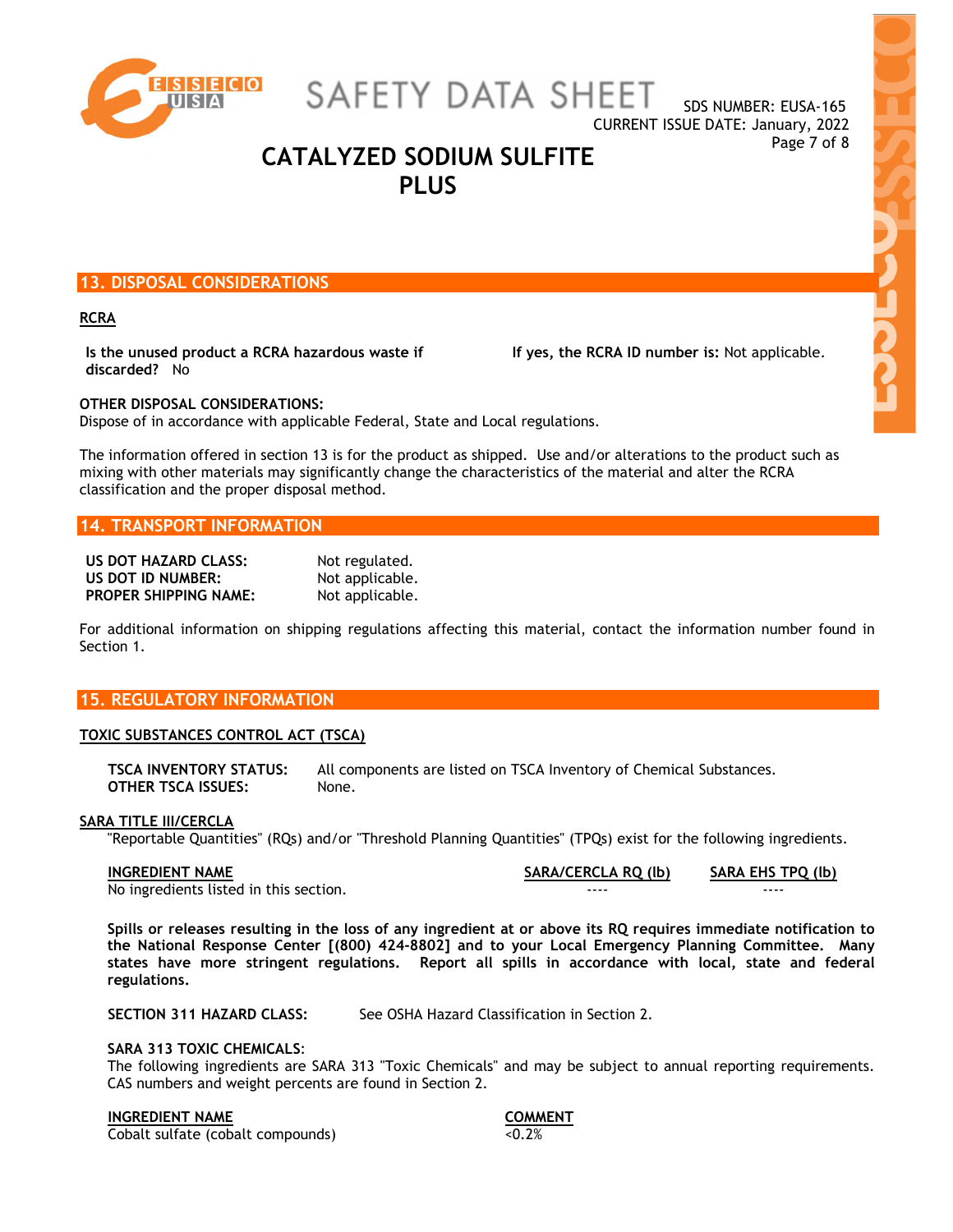## 13. DISPOSAL CONSIDERATIONS

**RCRA**

**Is the unused product a RCRA hazardous waste if discarded?** No

**If yes, the RCRA ID number is:** Not applicable.

**OTHER DISPOSAL CONSIDERATIONS:**
Dispose of in accordance with applicable Federal, State and Local regulations.

The information offered in section 13 is for the product as shipped. Use and/or alterations to the product such as mixing with other materials may significantly change the characteristics of the material and alter the RCRA classification and the proper disposal method.

## 14. TRANSPORT INFORMATION

**US DOT HAZARD CLASS:** Not regulated.
**US DOT ID NUMBER:** Not applicable.
**PROPER SHIPPING NAME:** Not applicable.

For additional information on shipping regulations affecting this material, contact the information number found in Section 1.

## 15. REGULATORY INFORMATION

**TOXIC SUBSTANCES CONTROL ACT (TSCA)**

**TSCA INVENTORY STATUS:** All components are listed on TSCA Inventory of Chemical Substances.
**OTHER TSCA ISSUES:** None.

**SARA TITLE III/CERCLA**
"Reportable Quantities" (RQs) and/or "Threshold Planning Quantities" (TPQs) exist for the following ingredients.

| INGREDIENT NAME | SARA/CERCLA RQ (lb) | SARA EHS TPQ (lb) |
|---|---|---|
| No ingredients listed in this section. | ---- | ---- |

**Spills or releases resulting in the loss of any ingredient at or above its RQ requires immediate notification to the National Response Center [(800) 424-8802] and to your Local Emergency Planning Committee. Many states have more stringent regulations. Report all spills in accordance with local, state and federal regulations.**

**SECTION 311 HAZARD CLASS:** See OSHA Hazard Classification in Section 2.

**SARA 313 TOXIC CHEMICALS**:
The following ingredients are SARA 313 "Toxic Chemicals" and may be subject to annual reporting requirements. CAS numbers and weight percents are found in Section 2.

| INGREDIENT NAME | COMMENT |
|---|---|
| Cobalt sulfate (cobalt compounds) | <0.2% |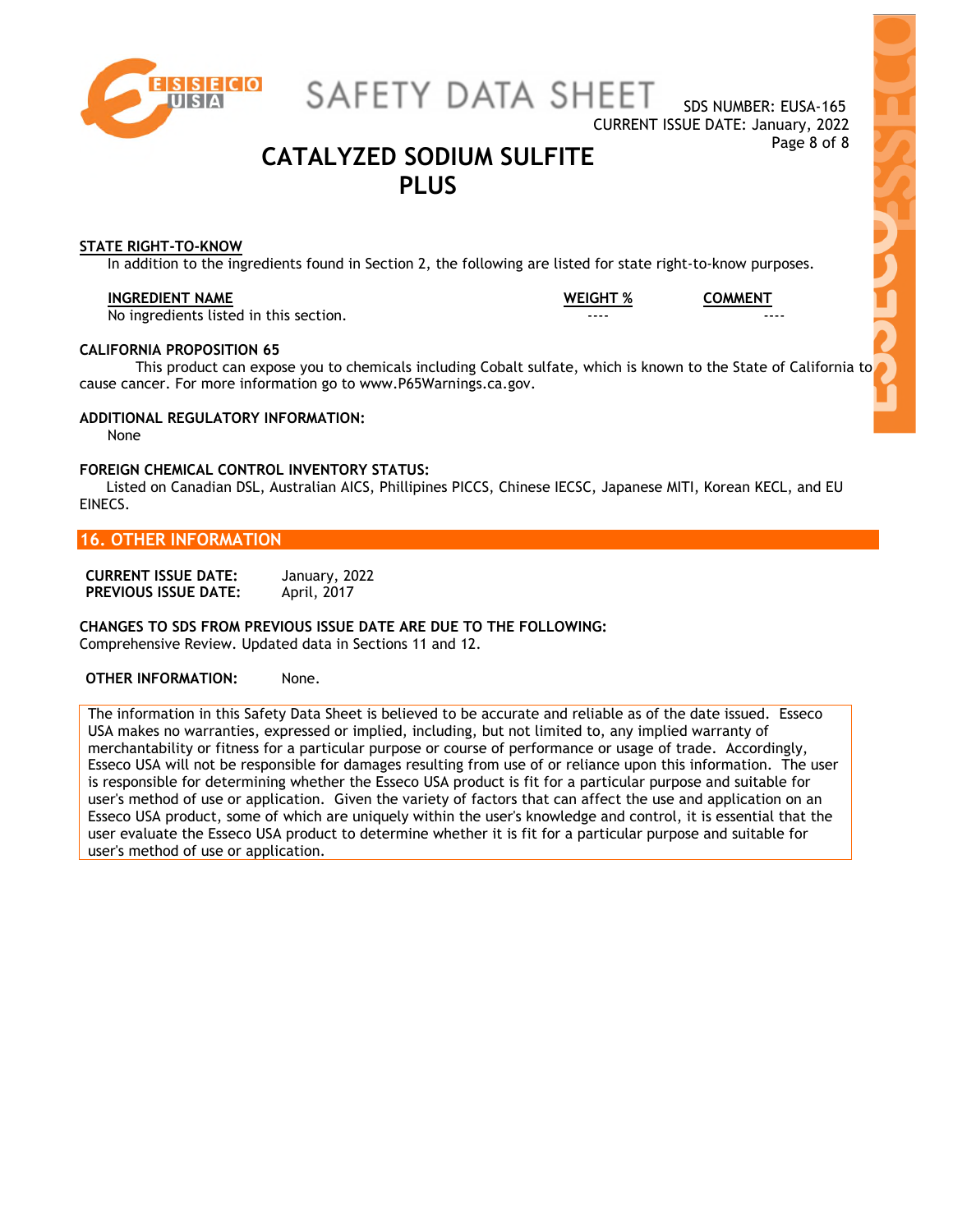**STATE RIGHT-TO-KNOW**

In addition to the ingredients found in Section 2, the following are listed for state right-to-know purposes.

| INGREDIENT NAME | WEIGHT % | COMMENT |
|---|---|---|
| No ingredients listed in this section. | ---- | ---- |

**CALIFORNIA PROPOSITION 65**

This product can expose you to chemicals including Cobalt sulfate, which is known to the State of California to cause cancer. For more information go to www.P65Warnings.ca.gov.

**ADDITIONAL REGULATORY INFORMATION:**

None

**FOREIGN CHEMICAL CONTROL INVENTORY STATUS:**

Listed on Canadian DSL, Australian AICS, Phillipines PICCS, Chinese IECSC, Japanese MITI, Korean KECL, and EU EINECS.

## 16. OTHER INFORMATION

**CURRENT ISSUE DATE:** January, 2022
**PREVIOUS ISSUE DATE:** April, 2017

**CHANGES TO SDS FROM PREVIOUS ISSUE DATE ARE DUE TO THE FOLLOWING:**
Comprehensive Review. Updated data in Sections 11 and 12.

**OTHER INFORMATION:** None.

The information in this Safety Data Sheet is believed to be accurate and reliable as of the date issued. Esseco USA makes no warranties, expressed or implied, including, but not limited to, any implied warranty of merchantability or fitness for a particular purpose or course of performance or usage of trade. Accordingly, Esseco USA will not be responsible for damages resulting from use of or reliance upon this information. The user is responsible for determining whether the Esseco USA product is fit for a particular purpose and suitable for user's method of use or application. Given the variety of factors that can affect the use and application on an Esseco USA product, some of which are uniquely within the user's knowledge and control, it is essential that the user evaluate the Esseco USA product to determine whether it is fit for a particular purpose and suitable for user's method of use or application.